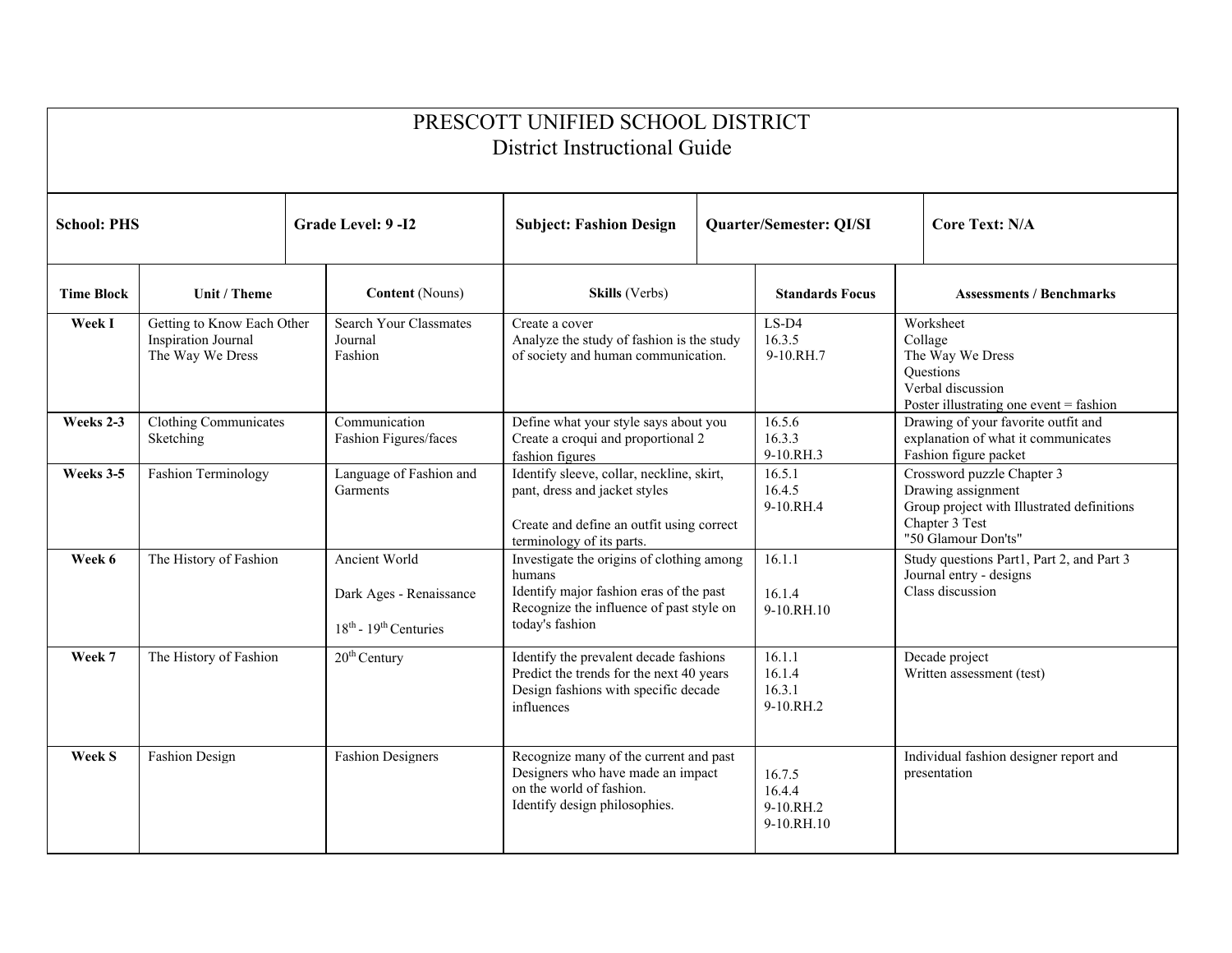# PRESCOTT UNIFIED SCHOOL DISTRICT
## District Instructional Guide

| School: PHS | Grade Level: 9 -I2 | Subject: Fashion Design | Quarter/Semester: QI/SI | Core Text: N/A |
|---|---|---|---|---|

| Time Block | Unit / Theme | Content (Nouns) | Skills (Verbs) | Standards Focus | Assessments / Benchmarks |
|---|---|---|---|---|---|
| **Week I** | Getting to Know Each Other<br>Inspiration Journal<br>The Way We Dress | Search Your Classmates<br>Journal<br>Fashion | Create a cover<br>Analyze the study of fashion is the study of society and human communication. | LS-D4<br>16.3.5<br>9-10.RH.7 | Worksheet<br>Collage<br>The Way We Dress<br>Questions<br>Verbal discussion<br>Poster illustrating one event = fashion |
| **Weeks 2-3** | Clothing Communicates<br>Sketching | Communication<br>Fashion Figures/faces | Define what your style says about you<br>Create a croqui and proportional 2 fashion figures | 16.5.6<br>16.3.3<br>9-10.RH.3 | Drawing of your favorite outfit and explanation of what it communicates<br>Fashion figure packet |
| **Weeks 3-5** | Fashion Terminology | Language of Fashion and Garments | Identify sleeve, collar, neckline, skirt, pant, dress and jacket styles<br><br>Create and define an outfit using correct terminology of its parts. | 16.5.1<br>16.4.5<br>9-10.RH.4 | Crossword puzzle Chapter 3<br>Drawing assignment<br>Group project with Illustrated definitions<br>Chapter 3 Test<br>"50 Glamour Don'ts" |
| **Week 6** | The History of Fashion | Ancient World<br><br>Dark Ages - Renaissance<br><br>18th - 19th Centuries | Investigate the origins of clothing among humans<br>Identify major fashion eras of the past<br>Recognize the influence of past style on today's fashion | 16.1.1<br><br>16.1.4<br>9-10.RH.10 | Study questions Part1, Part 2, and Part 3<br>Journal entry - designs<br>Class discussion |
| **Week 7** | The History of Fashion | 20th Century | Identify the prevalent decade fashions<br>Predict the trends for the next 40 years<br>Design fashions with specific decade influences | 16.1.1<br>16.1.4<br>16.3.1<br>9-10.RH.2 | Decade project<br>Written assessment (test) |
| **Week S** | Fashion Design | Fashion Designers | Recognize many of the current and past Designers who have made an impact on the world of fashion.<br>Identify design philosophies. | 16.7.5<br>16.4.4<br>9-10.RH.2<br>9-10.RH.10 | Individual fashion designer report and presentation |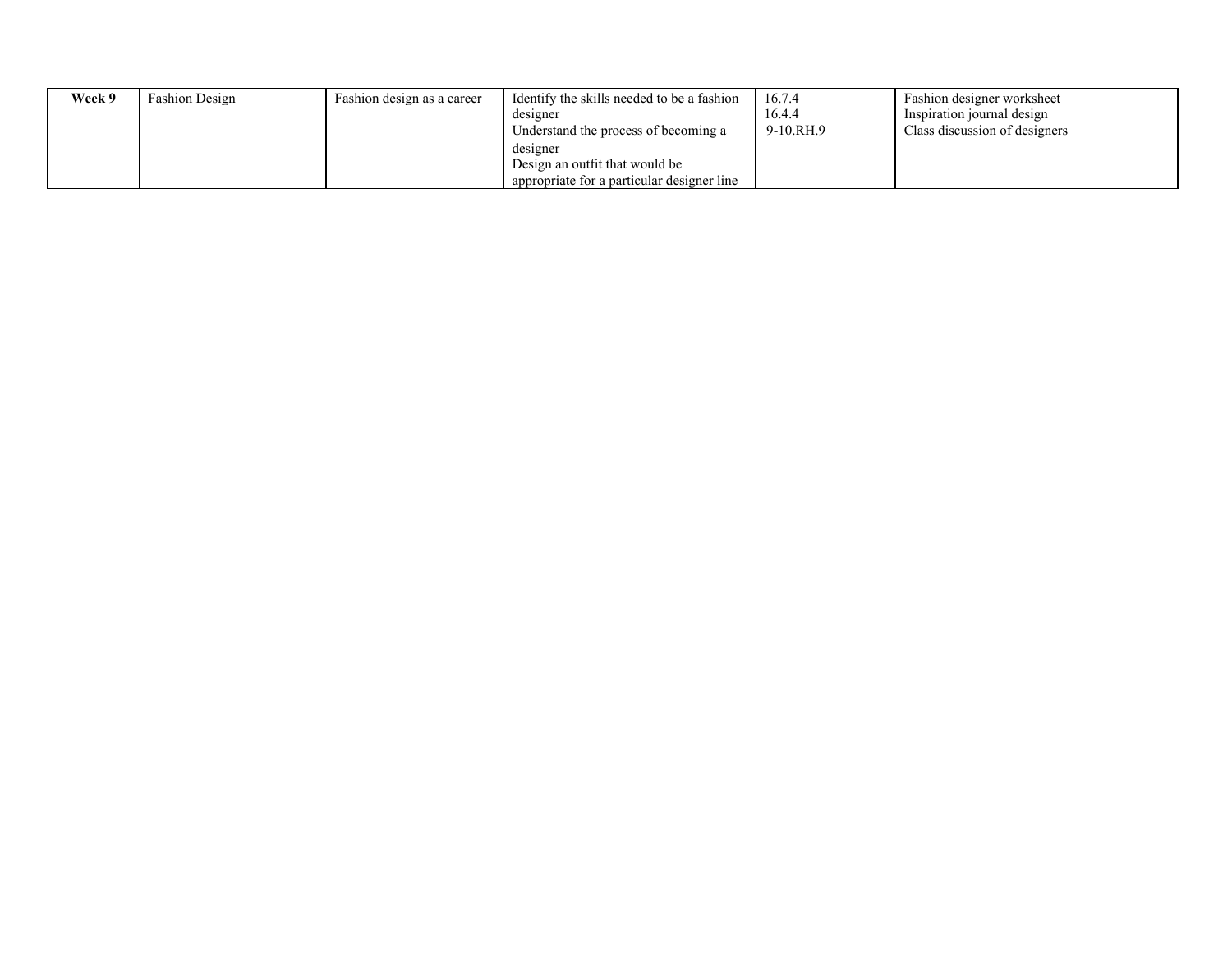| | | | | | |
|---|---|---|---|---|---|
| **Week 9** | Fashion Design | Fashion design as a career | Identify the skills needed to be a fashion designer<br>Understand the process of becoming a designer<br>Design an outfit that would be appropriate for a particular designer line | 16.7.4<br>16.4.4<br>9-10.RH.9 | Fashion designer worksheet<br>Inspiration journal design<br>Class discussion of designers |